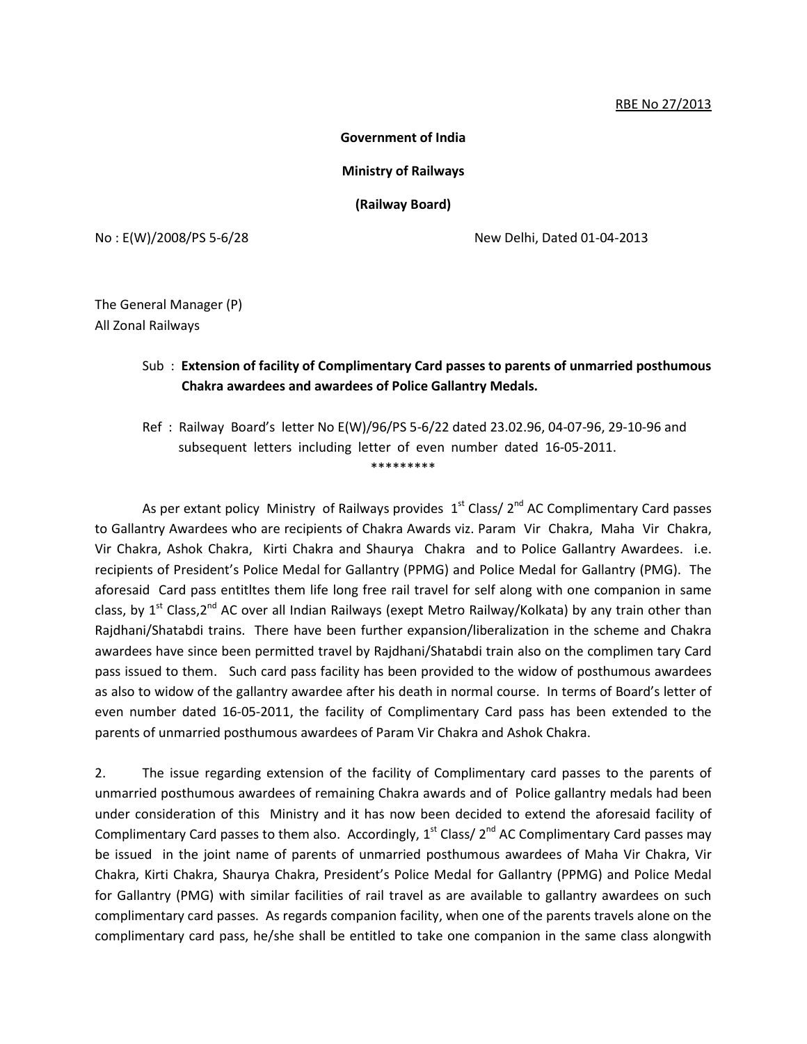RBE No 27/2013

**Government of India**

**Ministry of Railways**

**(Railway Board)**

No : E(W)/2008/PS 5-6/28 New Delhi, Dated 01-04-2013

The General Manager (P)
All Zonal Railways

Sub : **Extension of facility of Complimentary Card passes to parents of unmarried posthumous Chakra awardees and awardees of Police Gallantry Medals.**

Ref : Railway Board's letter No E(W)/96/PS 5-6/22 dated 23.02.96, 04-07-96, 29-10-96 and subsequent letters including letter of even number dated 16-05-2011.

*********

As per extant policy Ministry of Railways provides 1st Class/ 2nd AC Complimentary Card passes to Gallantry Awardees who are recipients of Chakra Awards viz. Param Vir Chakra, Maha Vir Chakra, Vir Chakra, Ashok Chakra, Kirti Chakra and Shaurya Chakra and to Police Gallantry Awardees. i.e. recipients of President's Police Medal for Gallantry (PPMG) and Police Medal for Gallantry (PMG). The aforesaid Card pass entitltes them life long free rail travel for self along with one companion in same class, by 1st Class,2nd AC over all Indian Railways (exept Metro Railway/Kolkata) by any train other than Rajdhani/Shatabdi trains. There have been further expansion/liberalization in the scheme and Chakra awardees have since been permitted travel by Rajdhani/Shatabdi train also on the complimen tary Card pass issued to them. Such card pass facility has been provided to the widow of posthumous awardees as also to widow of the gallantry awardee after his death in normal course. In terms of Board's letter of even number dated 16-05-2011, the facility of Complimentary Card pass has been extended to the parents of unmarried posthumous awardees of Param Vir Chakra and Ashok Chakra.

2. The issue regarding extension of the facility of Complimentary card passes to the parents of unmarried posthumous awardees of remaining Chakra awards and of Police gallantry medals had been under consideration of this Ministry and it has now been decided to extend the aforesaid facility of Complimentary Card passes to them also. Accordingly, 1st Class/ 2nd AC Complimentary Card passes may be issued in the joint name of parents of unmarried posthumous awardees of Maha Vir Chakra, Vir Chakra, Kirti Chakra, Shaurya Chakra, President's Police Medal for Gallantry (PPMG) and Police Medal for Gallantry (PMG) with similar facilities of rail travel as are available to gallantry awardees on such complimentary card passes. As regards companion facility, when one of the parents travels alone on the complimentary card pass, he/she shall be entitled to take one companion in the same class alongwith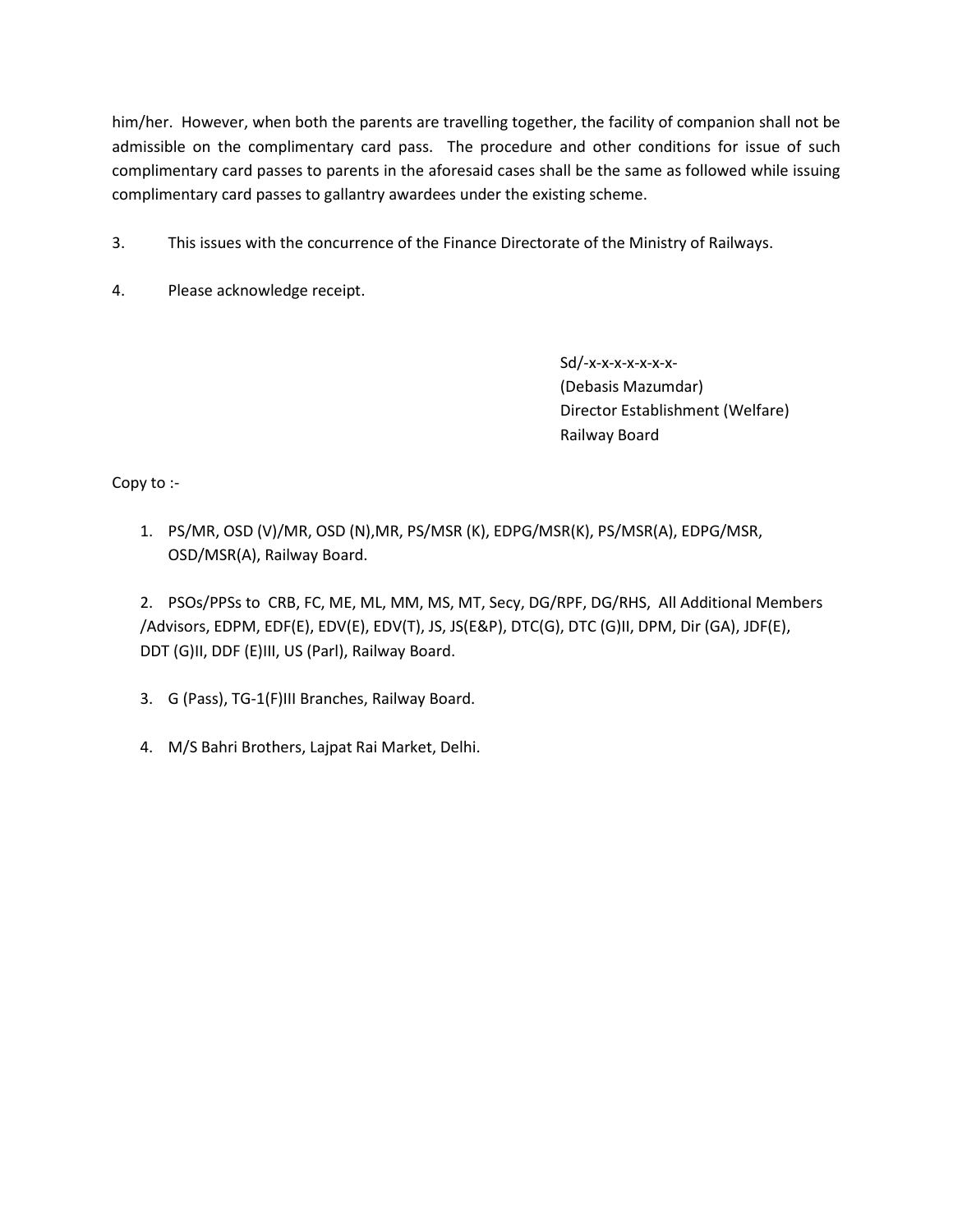him/her. However, when both the parents are travelling together, the facility of companion shall not be admissible on the complimentary card pass. The procedure and other conditions for issue of such complimentary card passes to parents in the aforesaid cases shall be the same as followed while issuing complimentary card passes to gallantry awardees under the existing scheme.

3. This issues with the concurrence of the Finance Directorate of the Ministry of Railways.

4. Please acknowledge receipt.

Sd/-x-x-x-x-x-x-x-
(Debasis Mazumdar)
Director Establishment (Welfare)
Railway Board

Copy to :-

1. PS/MR, OSD (V)/MR, OSD (N),MR, PS/MSR (K), EDPG/MSR(K), PS/MSR(A), EDPG/MSR, OSD/MSR(A), Railway Board.

2. PSOs/PPSs to CRB, FC, ME, ML, MM, MS, MT, Secy, DG/RPF, DG/RHS, All Additional Members /Advisors, EDPM, EDF(E), EDV(E), EDV(T), JS, JS(E&P), DTC(G), DTC (G)II, DPM, Dir (GA), JDF(E), DDT (G)II, DDF (E)III, US (Parl), Railway Board.

3. G (Pass), TG-1(F)III Branches, Railway Board.

4. M/S Bahri Brothers, Lajpat Rai Market, Delhi.